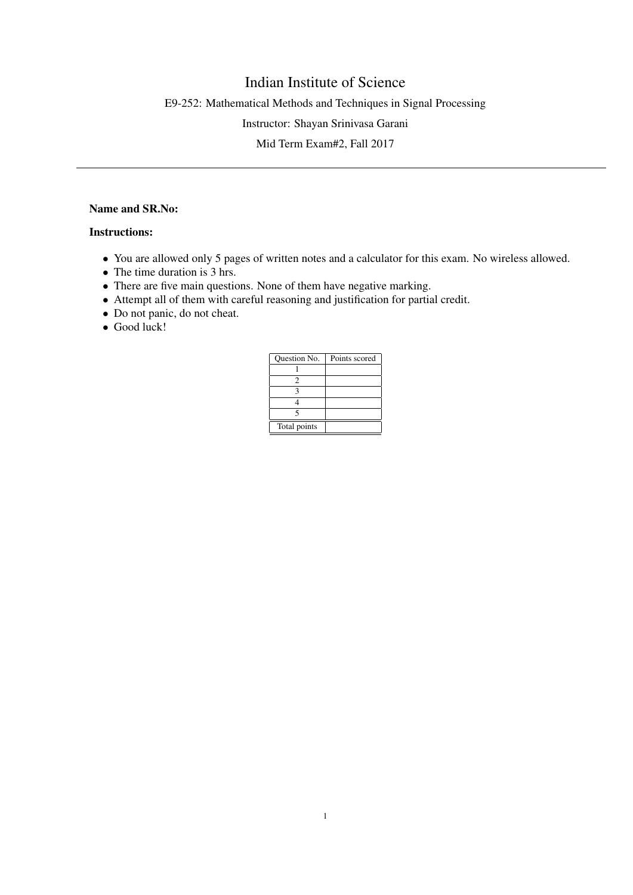# Indian Institute of Science

E9-252: Mathematical Methods and Techniques in Signal Processing

Instructor: Shayan Srinivasa Garani

Mid Term Exam#2, Fall 2017

---

**Name and SR.No:**

**Instructions:**

- You are allowed only 5 pages of written notes and a calculator for this exam. No wireless allowed.
- The time duration is 3 hrs.
- There are five main questions. None of them have negative marking.
- Attempt all of them with careful reasoning and justification for partial credit.
- Do not panic, do not cheat.
- Good luck!

| Question No. | Points scored |
|---|---|
| 1 | |
| 2 | |
| 3 | |
| 4 | |
| 5 | |
| Total points | |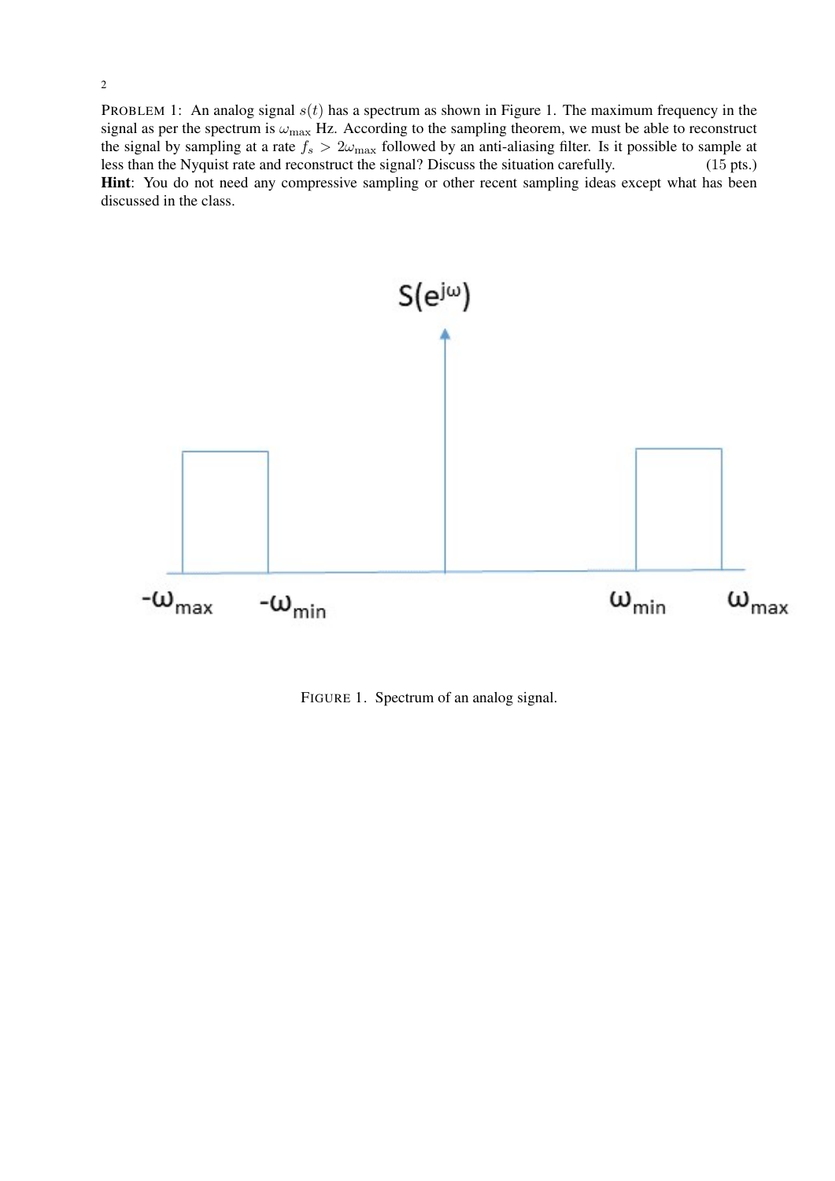PROBLEM 1: An analog signal $s(t)$ has a spectrum as shown in Figure 1. The maximum frequency in the signal as per the spectrum is $\omega_{\max}$ Hz. According to the sampling theorem, we must be able to reconstruct the signal by sampling at a rate $f_s > 2\omega_{\max}$ followed by an anti-aliasing filter. Is it possible to sample at less than the Nyquist rate and reconstruct the signal? Discuss the situation carefully. (15 pts.)

**Hint**: You do not need any compressive sampling or other recent sampling ideas except what has been discussed in the class.

FIGURE 1. Spectrum of an analog signal.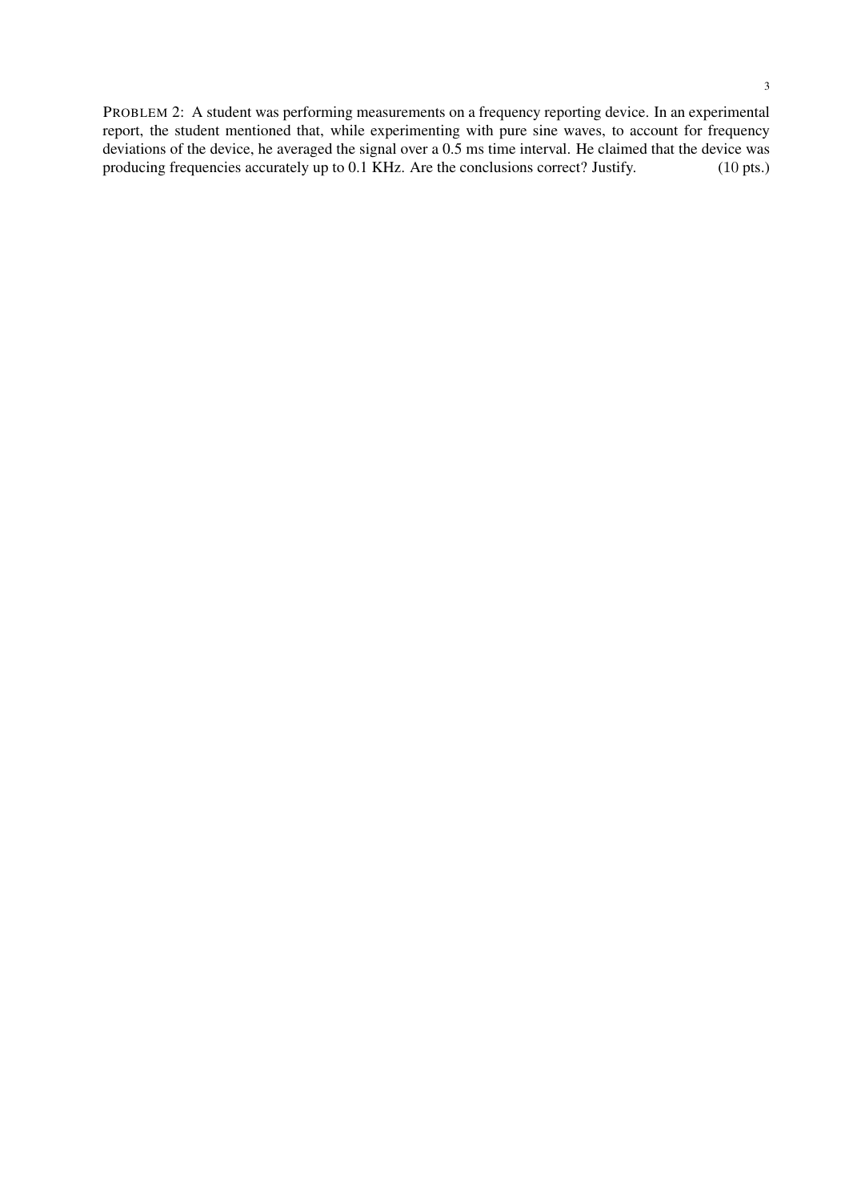PROBLEM 2: A student was performing measurements on a frequency reporting device. In an experimental report, the student mentioned that, while experimenting with pure sine waves, to account for frequency deviations of the device, he averaged the signal over a 0.5 ms time interval. He claimed that the device was producing frequencies accurately up to 0.1 KHz. Are the conclusions correct? Justify. (10 pts.)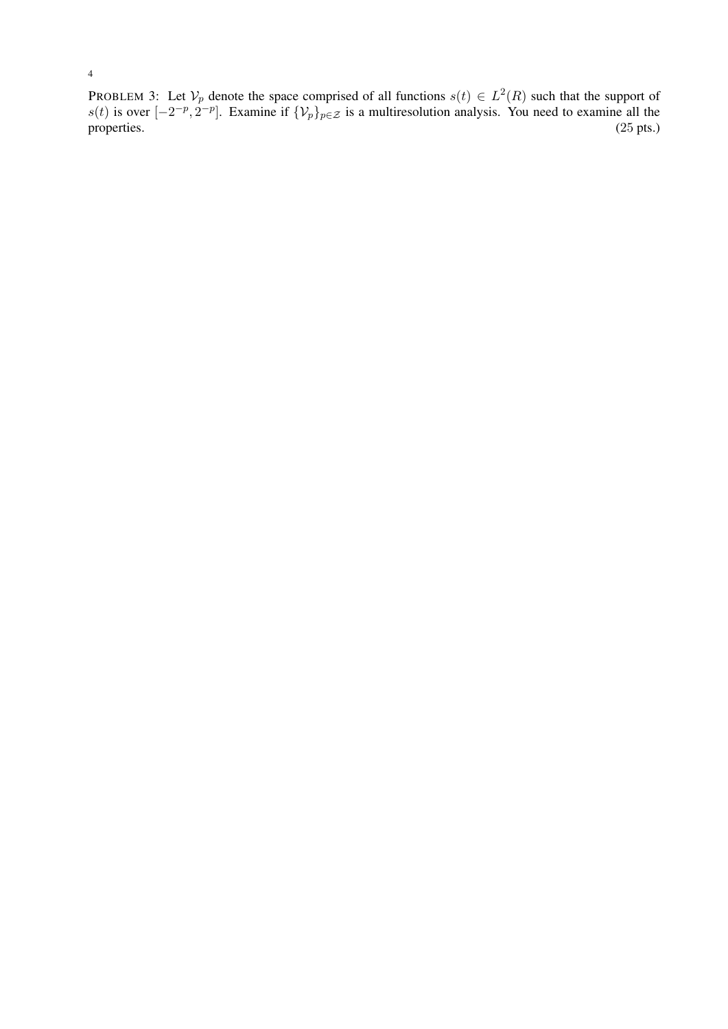PROBLEM 3: Let $\mathcal{V}_p$ denote the space comprised of all functions $s(t) \in L^2(R)$ such that the support of $s(t)$ is over $[-2^{-p}, 2^{-p}]$. Examine if $\{\mathcal{V}_p\}_{p \in \mathcal{Z}}$ is a multiresolution analysis. You need to examine all the properties. (25 pts.)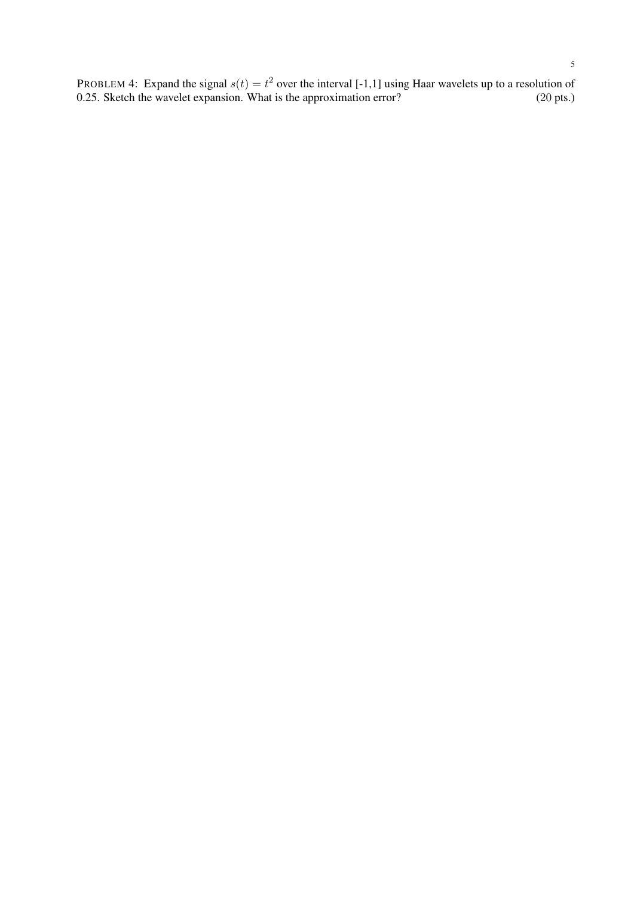PROBLEM 4: Expand the signal $s(t) = t^2$ over the interval [-1,1] using Haar wavelets up to a resolution of 0.25. Sketch the wavelet expansion. What is the approximation error? (20 pts.)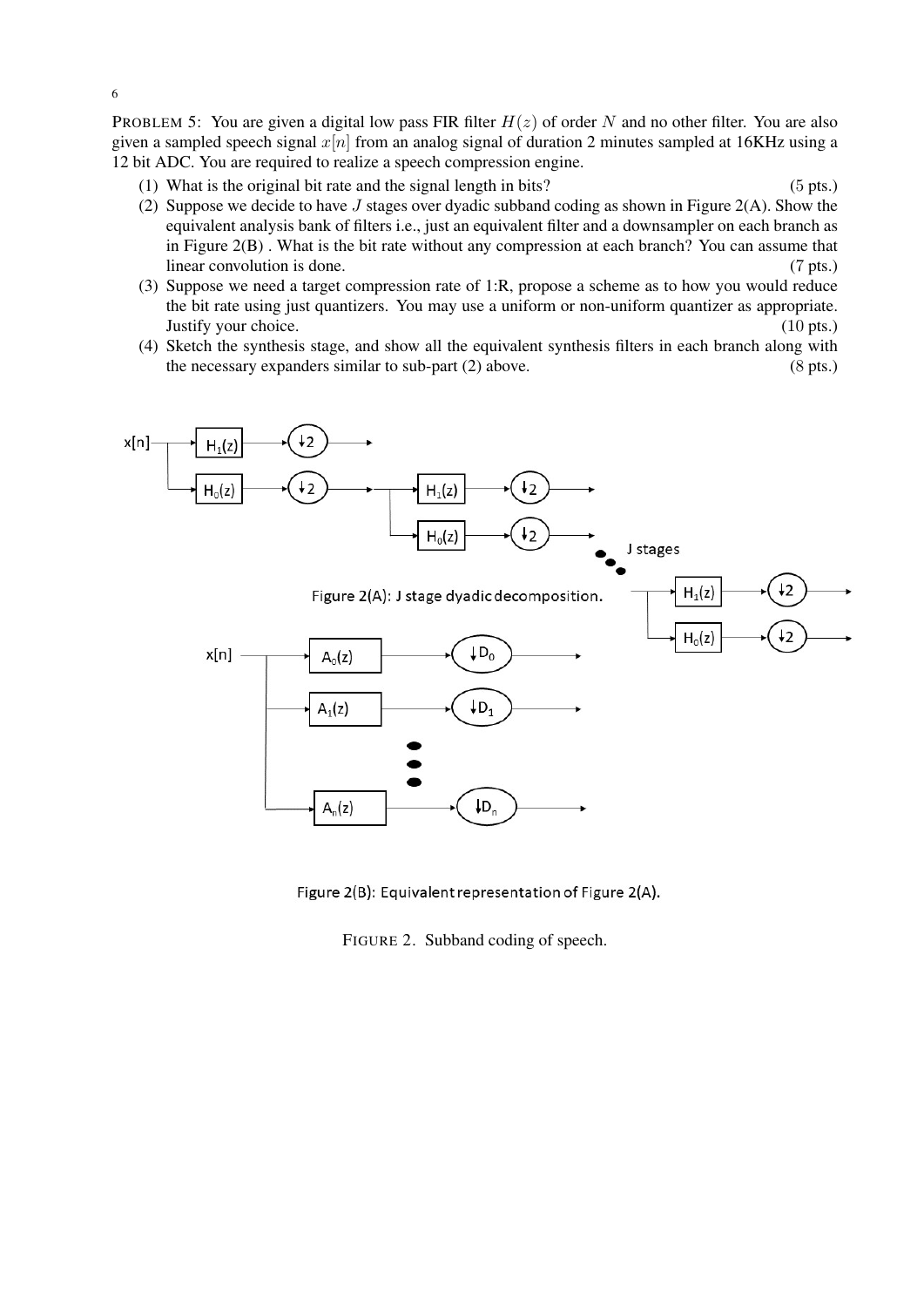**PROBLEM 5**: You are given a digital low pass FIR filter $H(z)$ of order $N$ and no other filter. You are also given a sampled speech signal $x[n]$ from an analog signal of duration 2 minutes sampled at 16KHz using a 12 bit ADC. You are required to realize a speech compression engine.

1. What is the original bit rate and the signal length in bits? (5 pts.)
2. Suppose we decide to have $J$ stages over dyadic subband coding as shown in Figure 2(A). Show the equivalent analysis bank of filters i.e., just an equivalent filter and a downsampler on each branch as in Figure 2(B). What is the bit rate without any compression at each branch? You can assume that linear convolution is done. (7 pts.)
3. Suppose we need a target compression rate of 1:R, propose a scheme as to how you would reduce the bit rate using just quantizers. You may use a uniform or non-uniform quantizer as appropriate. Justify your choice. (10 pts.)
4. Sketch the synthesis stage, and show all the equivalent synthesis filters in each branch along with the necessary expanders similar to sub-part (2) above. (8 pts.)

x[n]

$H_1(z)$ ↓2

$H_0(z)$ ↓2

$H_1(z)$ ↓2

$H_0(z)$ ↓2

J stages

$H_1(z)$ ↓2

$H_0(z)$ ↓2

Figure 2(A): J stage dyadic decomposition.

x[n]

$A_0(z)$ $\downarrow D_0$

$A_1(z)$ $\downarrow D_1$

$A_n(z)$ $\downarrow D_n$

Figure 2(B): Equivalent representation of Figure 2(A).

FIGURE 2. Subband coding of speech.